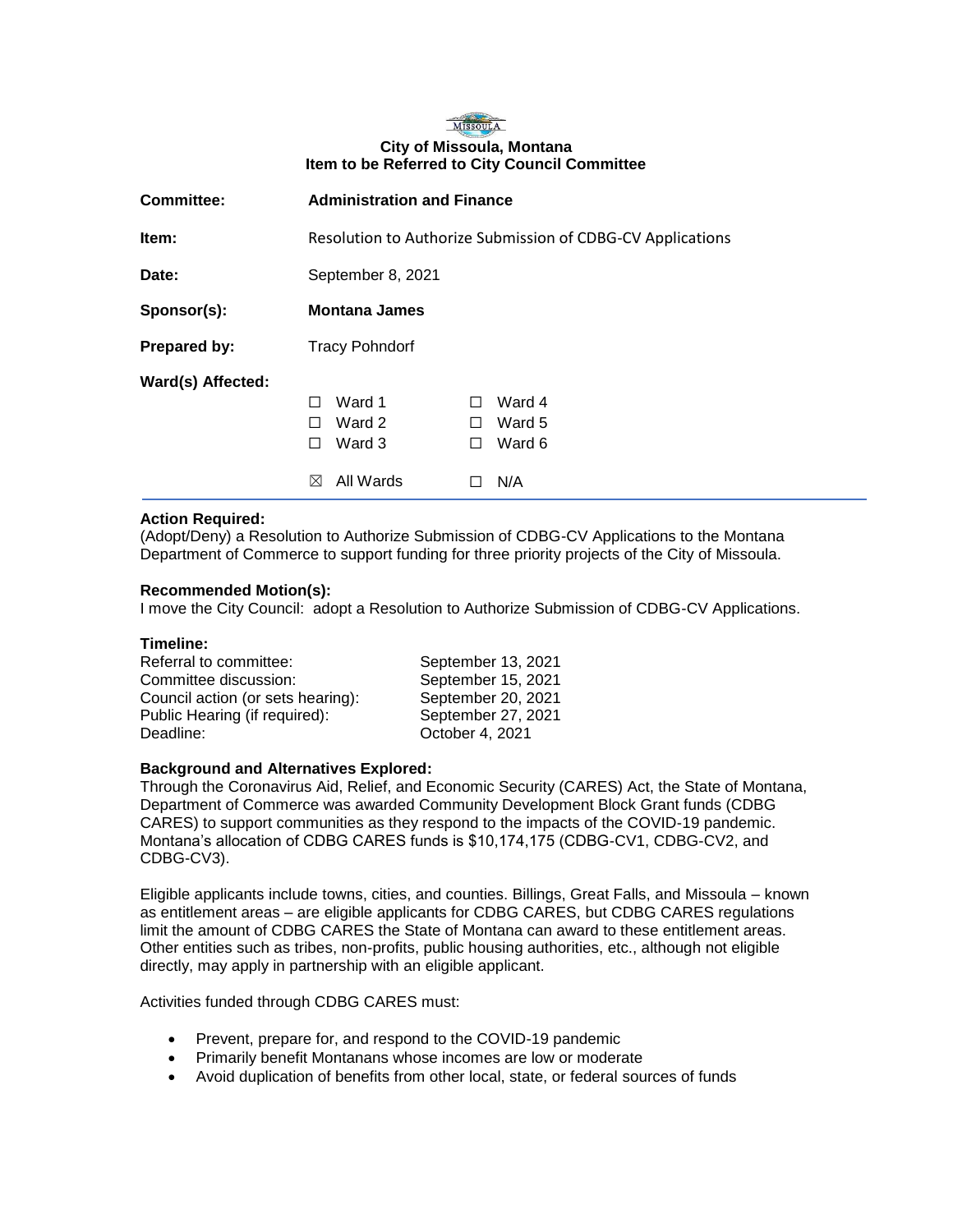**City of Missoula, Montana**
**Item to be Referred to City Council Committee**

| | |
|---|---|
| **Committee:** | **Administration and Finance** |
| **Item:** | Resolution to Authorize Submission of CDBG-CV Applications |
| **Date:** | September 8, 2021 |
| **Sponsor(s):** | **Montana James** |
| **Prepared by:** | Tracy Pohndorf |

**Ward(s) Affected:**

- ☐ Ward 1
- ☐ Ward 2
- ☐ Ward 3
- ☐ Ward 4
- ☐ Ward 5
- ☐ Ward 6
- ☒ All Wards
- ☐ N/A

---

**Action Required:**
(Adopt/Deny) a Resolution to Authorize Submission of CDBG-CV Applications to the Montana Department of Commerce to support funding for three priority projects of the City of Missoula.

**Recommended Motion(s):**
I move the City Council: adopt a Resolution to Authorize Submission of CDBG-CV Applications.

**Timeline:**

| | |
|---|---|
| Referral to committee: | September 13, 2021 |
| Committee discussion: | September 15, 2021 |
| Council action (or sets hearing): | September 20, 2021 |
| Public Hearing (if required): | September 27, 2021 |
| Deadline: | October 4, 2021 |

**Background and Alternatives Explored:**
Through the Coronavirus Aid, Relief, and Economic Security (CARES) Act, the State of Montana, Department of Commerce was awarded Community Development Block Grant funds (CDBG CARES) to support communities as they respond to the impacts of the COVID-19 pandemic. Montana's allocation of CDBG CARES funds is $10,174,175 (CDBG-CV1, CDBG-CV2, and CDBG-CV3).

Eligible applicants include towns, cities, and counties. Billings, Great Falls, and Missoula – known as entitlement areas – are eligible applicants for CDBG CARES, but CDBG CARES regulations limit the amount of CDBG CARES the State of Montana can award to these entitlement areas. Other entities such as tribes, non-profits, public housing authorities, etc., although not eligible directly, may apply in partnership with an eligible applicant.

Activities funded through CDBG CARES must:

- Prevent, prepare for, and respond to the COVID-19 pandemic
- Primarily benefit Montanans whose incomes are low or moderate
- Avoid duplication of benefits from other local, state, or federal sources of funds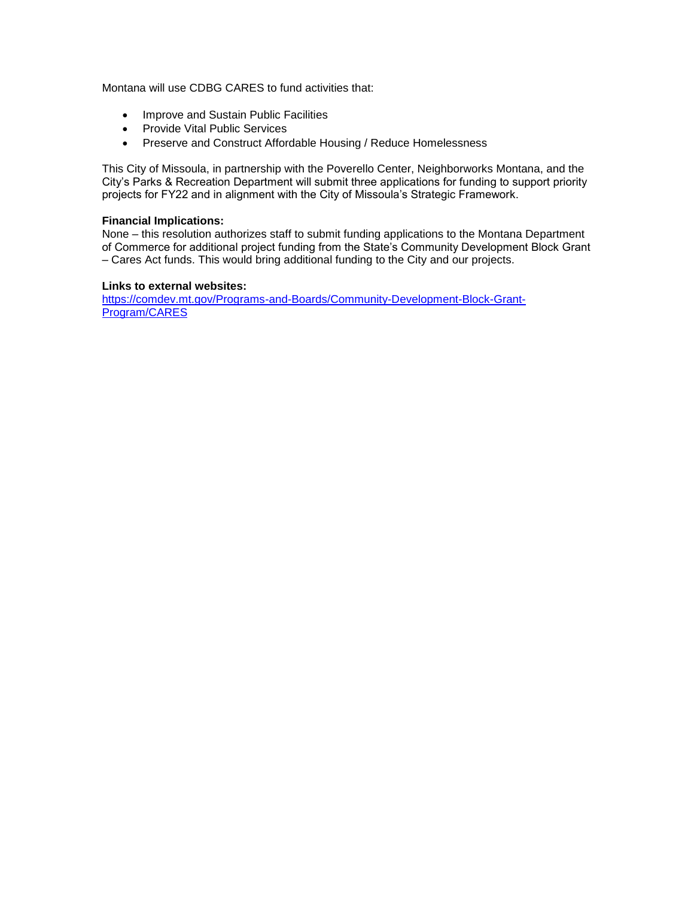Montana will use CDBG CARES to fund activities that:

- Improve and Sustain Public Facilities
- Provide Vital Public Services
- Preserve and Construct Affordable Housing / Reduce Homelessness

This City of Missoula, in partnership with the Poverello Center, Neighborworks Montana, and the City's Parks & Recreation Department will submit three applications for funding to support priority projects for FY22 and in alignment with the City of Missoula's Strategic Framework.

**Financial Implications:**
None – this resolution authorizes staff to submit funding applications to the Montana Department of Commerce for additional project funding from the State's Community Development Block Grant – Cares Act funds. This would bring additional funding to the City and our projects.

**Links to external websites:**
[https://comdev.mt.gov/Programs-and-Boards/Community-Development-Block-Grant-Program/CARES](https://comdev.mt.gov/Programs-and-Boards/Community-Development-Block-Grant-Program/CARES)